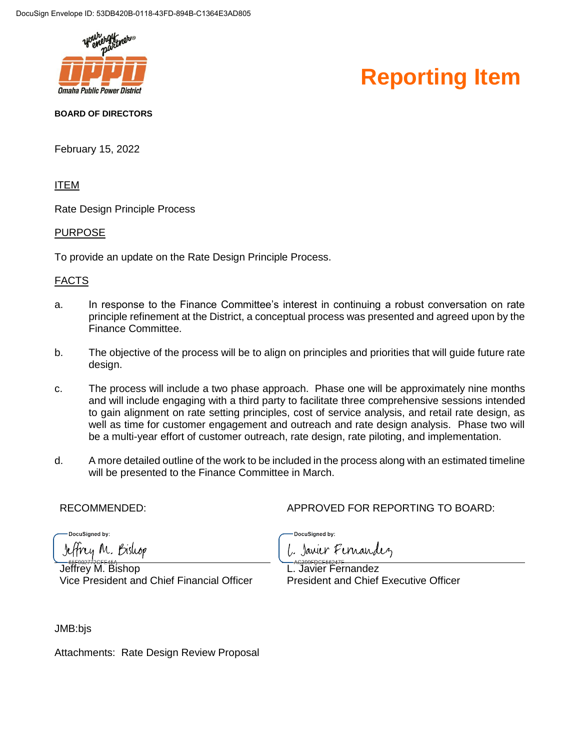DocuSign Envelope ID: 53DB420B-0118-43FD-894B-C1364E3AD805

# Reporting Item

**BOARD OF DIRECTORS**

February 15, 2022

ITEM

Rate Design Principle Process

PURPOSE

To provide an update on the Rate Design Principle Process.

FACTS

a. In response to the Finance Committee's interest in continuing a robust conversation on rate principle refinement at the District, a conceptual process was presented and agreed upon by the Finance Committee.

b. The objective of the process will be to align on principles and priorities that will guide future rate design.

c. The process will include a two phase approach. Phase one will be approximately nine months and will include engaging with a third party to facilitate three comprehensive sessions intended to gain alignment on rate setting principles, cost of service analysis, and retail rate design, as well as time for customer engagement and outreach and rate design analysis. Phase two will be a multi-year effort of customer outreach, rate design, rate piloting, and implementation.

d. A more detailed outline of the work to be included in the process along with an estimated timeline will be presented to the Finance Committee in March.

RECOMMENDED:

DocuSigned by:
Jeffrey M. Bishop
65F902772CFE45A...
Jeffrey M. Bishop
Vice President and Chief Financial Officer

APPROVED FOR REPORTING TO BOARD:

DocuSigned by:
L. Javier Fernandez
AC200FDCE56247E...
L. Javier Fernandez
President and Chief Executive Officer

JMB:bjs

Attachments: Rate Design Review Proposal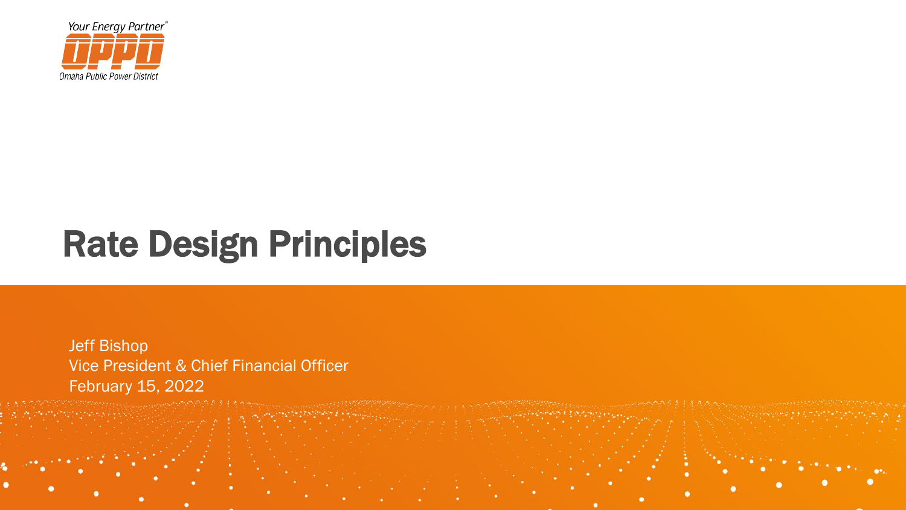Your Energy Partner®

OPPD

Omaha Public Power District

# Rate Design Principles

Jeff Bishop
Vice President & Chief Financial Officer
February 15, 2022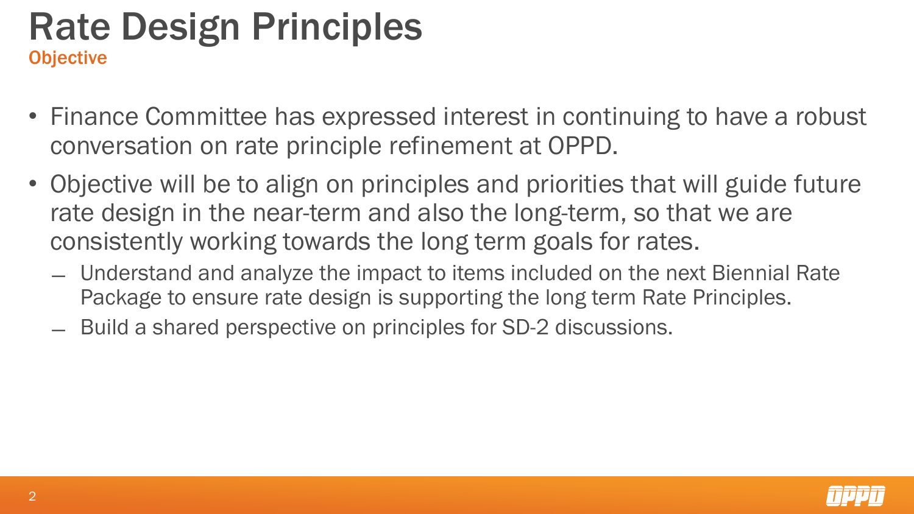# Rate Design Principles

## Objective

- Finance Committee has expressed interest in continuing to have a robust conversation on rate principle refinement at OPPD.
- Objective will be to align on principles and priorities that will guide future rate design in the near-term and also the long-term, so that we are consistently working towards the long term goals for rates.
  - Understand and analyze the impact to items included on the next Biennial Rate Package to ensure rate design is supporting the long term Rate Principles.
  - Build a shared perspective on principles for SD-2 discussions.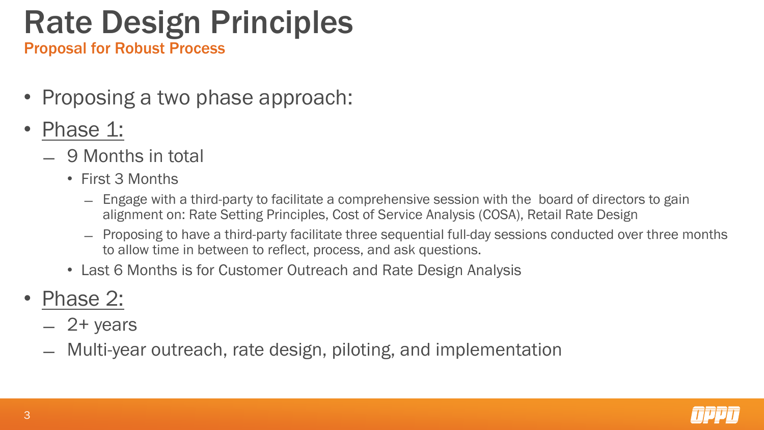# Rate Design Principles

## Proposal for Robust Process

- Proposing a two phase approach:
- <u>Phase 1:</u>
  - 9 Months in total
    - First 3 Months
      - Engage with a third-party to facilitate a comprehensive session with the board of directors to gain alignment on: Rate Setting Principles, Cost of Service Analysis (COSA), Retail Rate Design
      - Proposing to have a third-party facilitate three sequential full-day sessions conducted over three months to allow time in between to reflect, process, and ask questions.
    - Last 6 Months is for Customer Outreach and Rate Design Analysis
- <u>Phase 2:</u>
  - 2+ years
  - Multi-year outreach, rate design, piloting, and implementation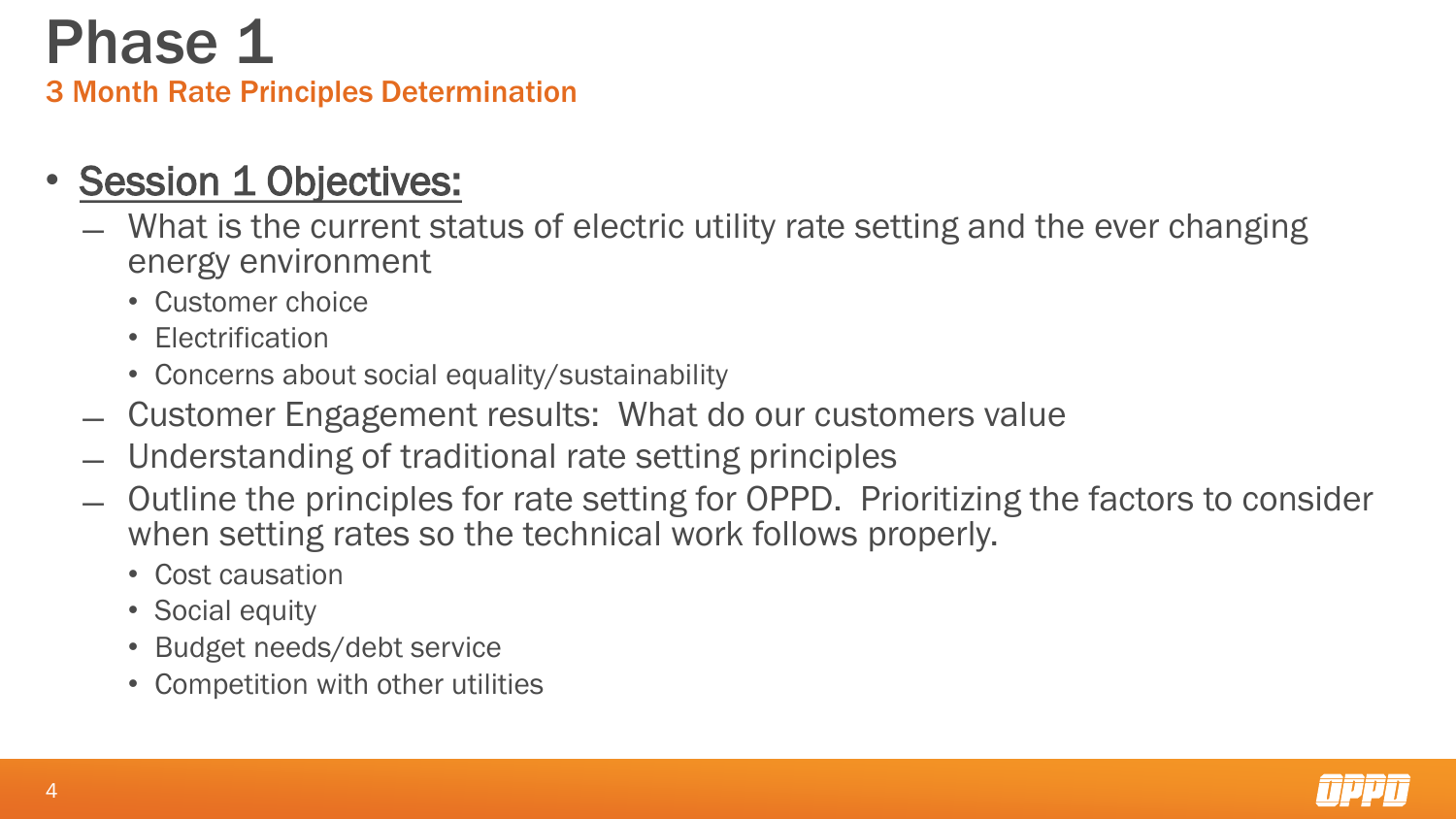# Phase 1

## 3 Month Rate Principles Determination

- **Session 1 Objectives:**
  - What is the current status of electric utility rate setting and the ever changing energy environment
    - Customer choice
    - Electrification
    - Concerns about social equality/sustainability
  - Customer Engagement results: What do our customers value
  - Understanding of traditional rate setting principles
  - Outline the principles for rate setting for OPPD. Prioritizing the factors to consider when setting rates so the technical work follows properly.
    - Cost causation
    - Social equity
    - Budget needs/debt service
    - Competition with other utilities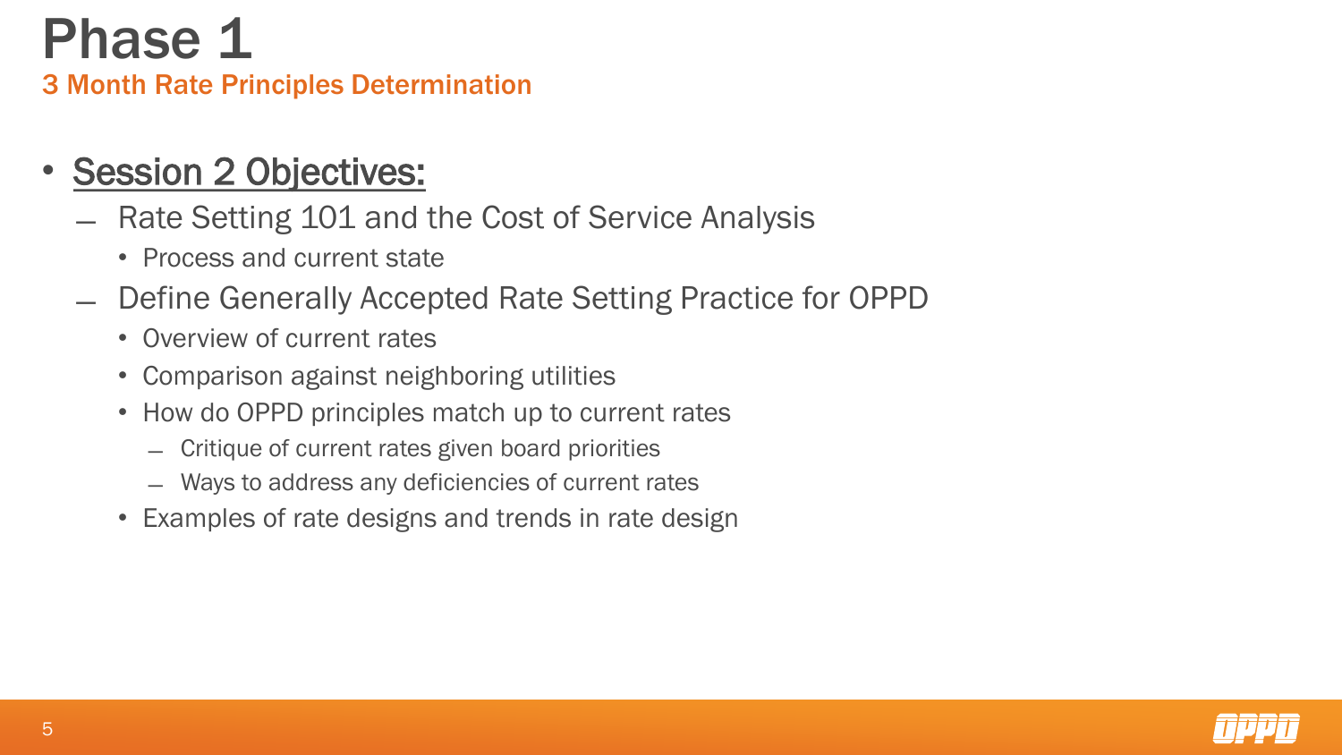# Phase 1

## 3 Month Rate Principles Determination

- **Session 2 Objectives:**
  - Rate Setting 101 and the Cost of Service Analysis
    - Process and current state
  - Define Generally Accepted Rate Setting Practice for OPPD
    - Overview of current rates
    - Comparison against neighboring utilities
    - How do OPPD principles match up to current rates
      - Critique of current rates given board priorities
      - Ways to address any deficiencies of current rates
    - Examples of rate designs and trends in rate design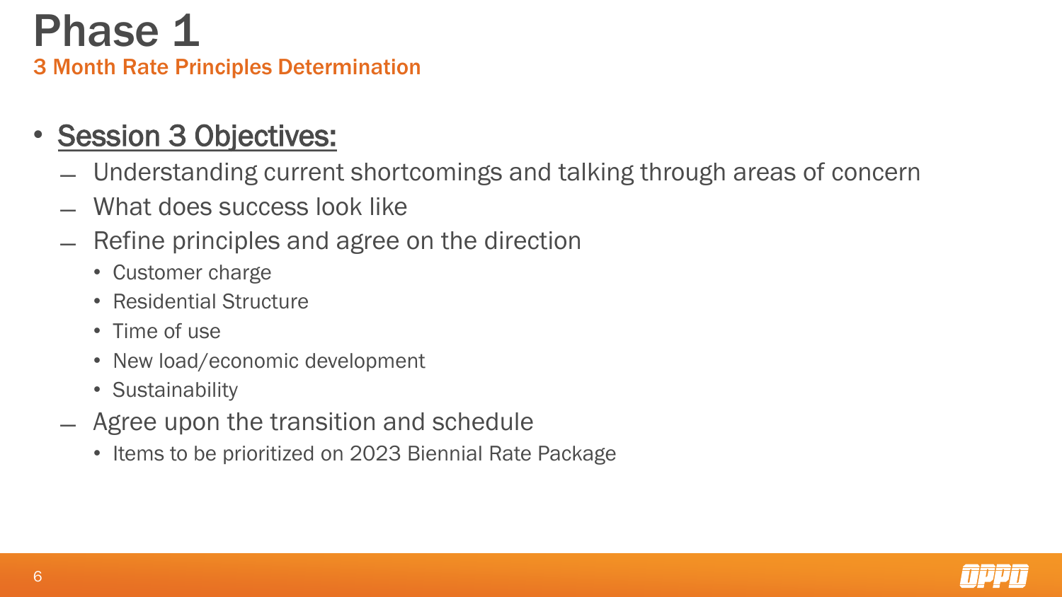# Phase 1

## 3 Month Rate Principles Determination

- <u>Session 3 Objectives:</u>
  - Understanding current shortcomings and talking through areas of concern
  - What does success look like
  - Refine principles and agree on the direction
    - Customer charge
    - Residential Structure
    - Time of use
    - New load/economic development
    - Sustainability
  - Agree upon the transition and schedule
    - Items to be prioritized on 2023 Biennial Rate Package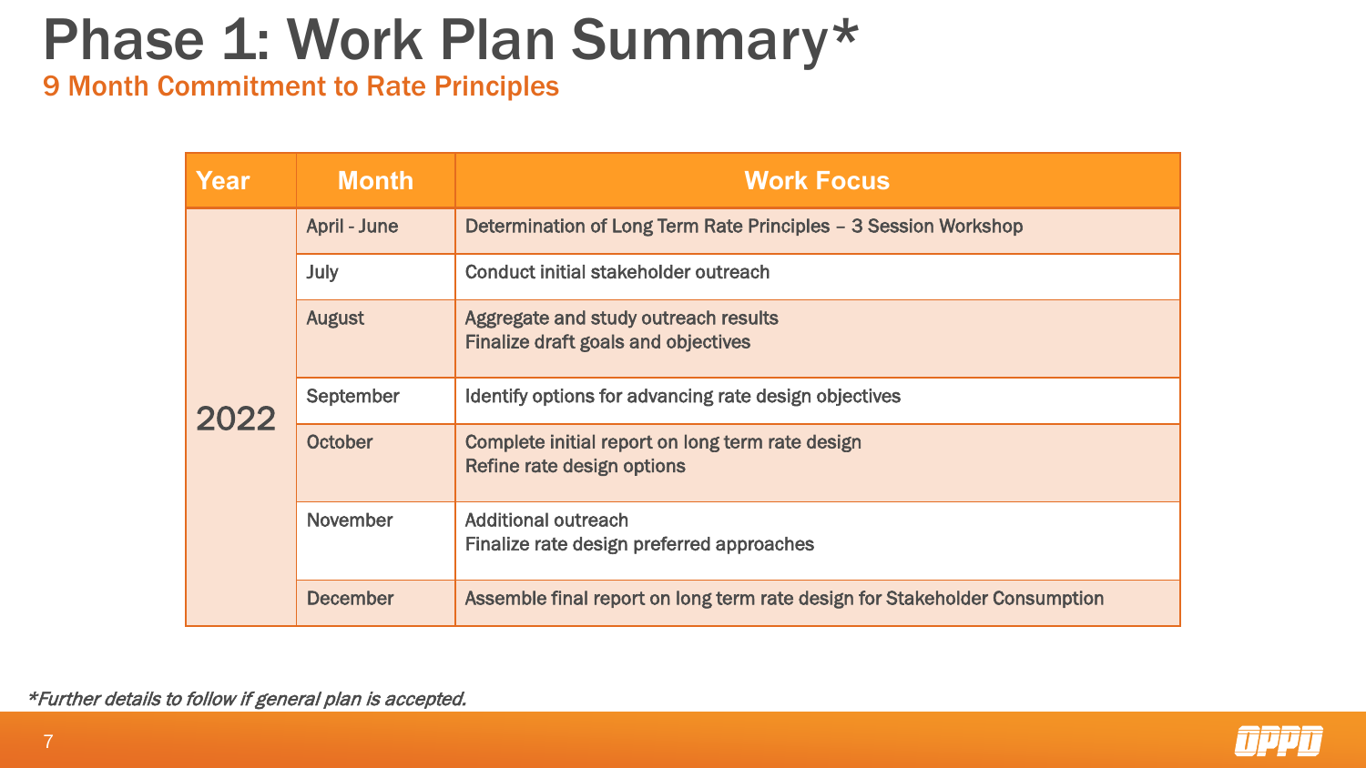# Phase 1: Work Plan Summary*

## 9 Month Commitment to Rate Principles

| Year | Month | Work Focus |
| --- | --- | --- |
| 2022 | April - June | Determination of Long Term Rate Principles – 3 Session Workshop |
| | July | Conduct initial stakeholder outreach |
| | August | Aggregate and study outreach results<br>Finalize draft goals and objectives |
| | September | Identify options for advancing rate design objectives |
| | October | Complete initial report on long term rate design<br>Refine rate design options |
| | November | Additional outreach<br>Finalize rate design preferred approaches |
| | December | Assemble final report on long term rate design for Stakeholder Consumption |

*\*Further details to follow if general plan is accepted.*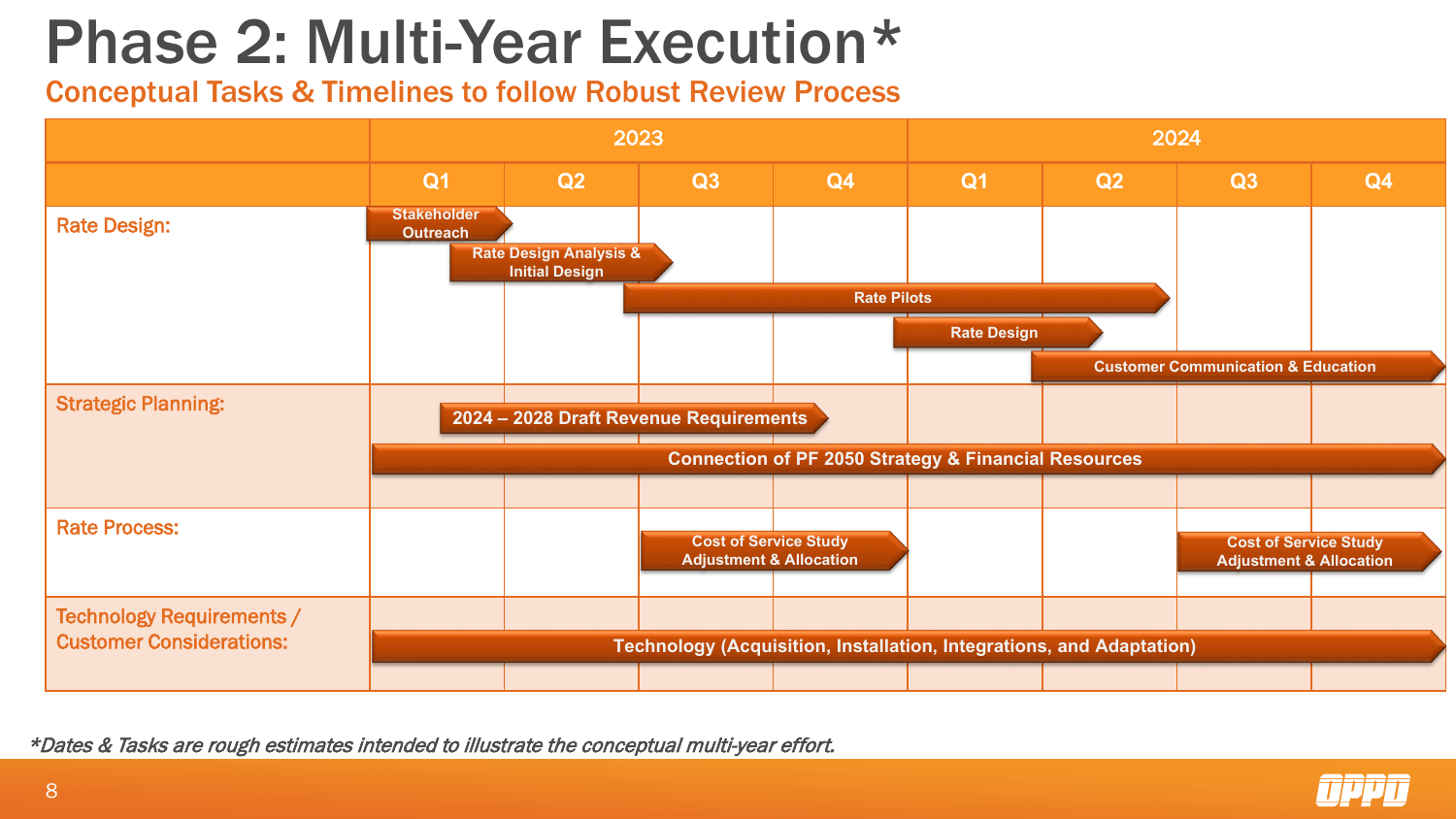# Phase 2: Multi-Year Execution*

## Conceptual Tasks & Timelines to follow Robust Review Process

2023 — Q1, Q2, Q3, Q4
2024 — Q1, Q2, Q3, Q4

Rate Design:
- Stakeholder Outreach
- Rate Design Analysis & Initial Design
- Rate Pilots
- Rate Design
- Customer Communication & Education

Strategic Planning:
- 2024 – 2028 Draft Revenue Requirements
- Connection of PF 2050 Strategy & Financial Resources

Rate Process:
- Cost of Service Study Adjustment & Allocation
- Cost of Service Study Adjustment & Allocation

Technology Requirements / Customer Considerations:
- Technology (Acquisition, Installation, Integrations, and Adaptation)

*Dates & Tasks are rough estimates intended to illustrate the conceptual multi-year effort.*